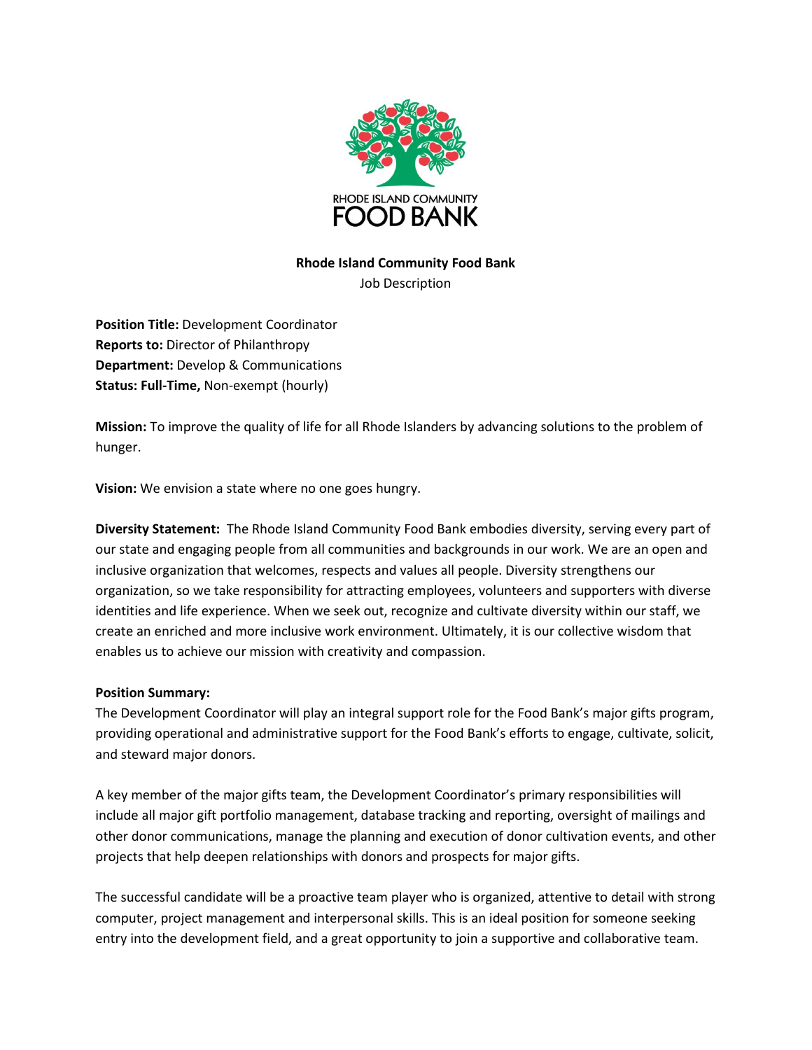**Rhode Island Community Food Bank**
Job Description

**Position Title:** Development Coordinator
**Reports to:** Director of Philanthropy
**Department:** Develop & Communications
**Status: Full-Time,** Non-exempt (hourly)

**Mission:** To improve the quality of life for all Rhode Islanders by advancing solutions to the problem of hunger.

**Vision:** We envision a state where no one goes hungry.

**Diversity Statement:** The Rhode Island Community Food Bank embodies diversity, serving every part of our state and engaging people from all communities and backgrounds in our work. We are an open and inclusive organization that welcomes, respects and values all people. Diversity strengthens our organization, so we take responsibility for attracting employees, volunteers and supporters with diverse identities and life experience. When we seek out, recognize and cultivate diversity within our staff, we create an enriched and more inclusive work environment. Ultimately, it is our collective wisdom that enables us to achieve our mission with creativity and compassion.

**Position Summary:**

The Development Coordinator will play an integral support role for the Food Bank's major gifts program, providing operational and administrative support for the Food Bank's efforts to engage, cultivate, solicit, and steward major donors.

A key member of the major gifts team, the Development Coordinator's primary responsibilities will include all major gift portfolio management, database tracking and reporting, oversight of mailings and other donor communications, manage the planning and execution of donor cultivation events, and other projects that help deepen relationships with donors and prospects for major gifts.

The successful candidate will be a proactive team player who is organized, attentive to detail with strong computer, project management and interpersonal skills. This is an ideal position for someone seeking entry into the development field, and a great opportunity to join a supportive and collaborative team.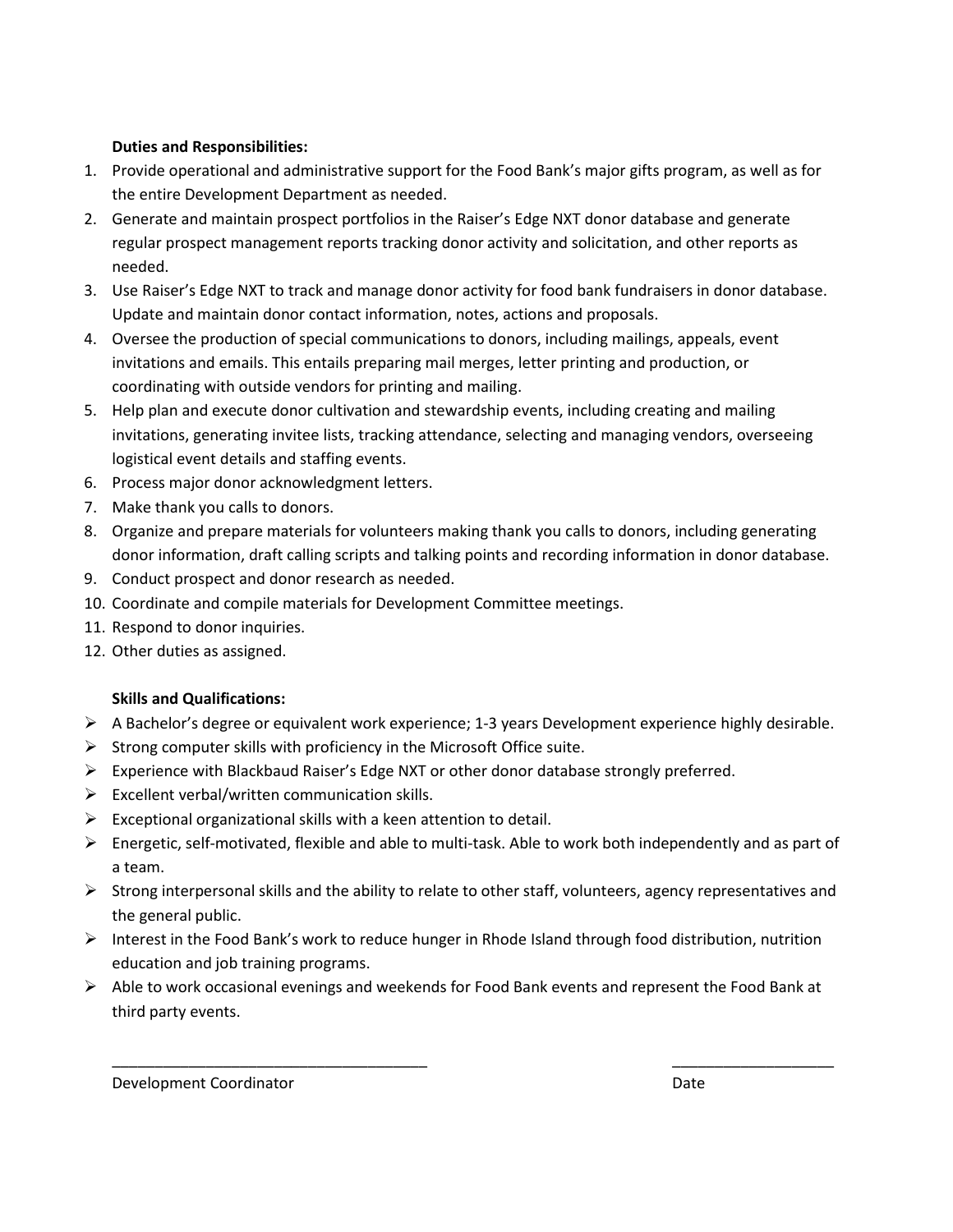**Duties and Responsibilities:**

1. Provide operational and administrative support for the Food Bank's major gifts program, as well as for the entire Development Department as needed.
2. Generate and maintain prospect portfolios in the Raiser's Edge NXT donor database and generate regular prospect management reports tracking donor activity and solicitation, and other reports as needed.
3. Use Raiser's Edge NXT to track and manage donor activity for food bank fundraisers in donor database. Update and maintain donor contact information, notes, actions and proposals.
4. Oversee the production of special communications to donors, including mailings, appeals, event invitations and emails. This entails preparing mail merges, letter printing and production, or coordinating with outside vendors for printing and mailing.
5. Help plan and execute donor cultivation and stewardship events, including creating and mailing invitations, generating invitee lists, tracking attendance, selecting and managing vendors, overseeing logistical event details and staffing events.
6. Process major donor acknowledgment letters.
7. Make thank you calls to donors.
8. Organize and prepare materials for volunteers making thank you calls to donors, including generating donor information, draft calling scripts and talking points and recording information in donor database.
9. Conduct prospect and donor research as needed.
10. Coordinate and compile materials for Development Committee meetings.
11. Respond to donor inquiries.
12. Other duties as assigned.

**Skills and Qualifications:**

- A Bachelor's degree or equivalent work experience; 1-3 years Development experience highly desirable.
- Strong computer skills with proficiency in the Microsoft Office suite.
- Experience with Blackbaud Raiser's Edge NXT or other donor database strongly preferred.
- Excellent verbal/written communication skills.
- Exceptional organizational skills with a keen attention to detail.
- Energetic, self-motivated, flexible and able to multi-task. Able to work both independently and as part of a team.
- Strong interpersonal skills and the ability to relate to other staff, volunteers, agency representatives and the general public.
- Interest in the Food Bank's work to reduce hunger in Rhode Island through food distribution, nutrition education and job training programs.
- Able to work occasional evenings and weekends for Food Bank events and represent the Food Bank at third party events.

_____________________________________ ___________________

Development Coordinator Date